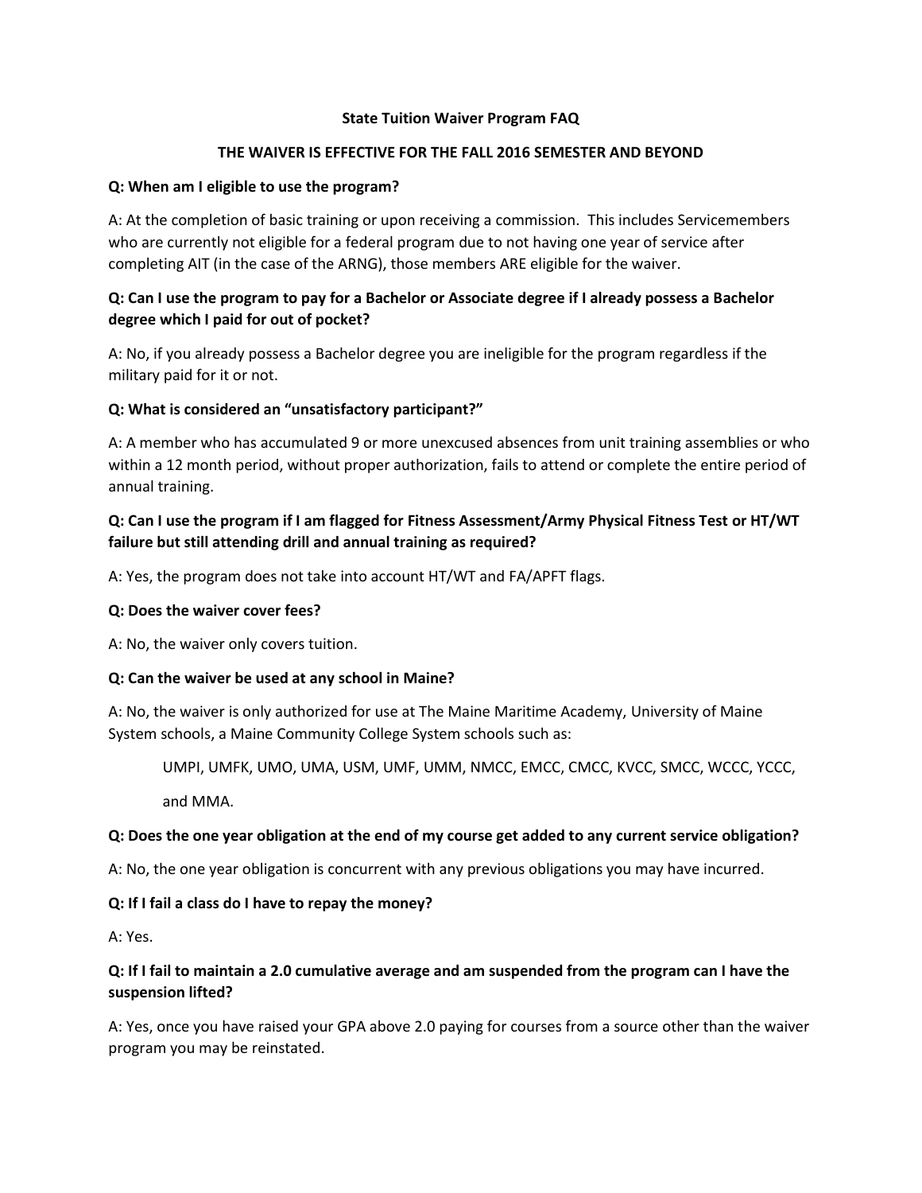# State Tuition Waiver Program FAQ

## THE WAIVER IS EFFECTIVE FOR THE FALL 2016 SEMESTER AND BEYOND

**Q: When am I eligible to use the program?**

A: At the completion of basic training or upon receiving a commission. This includes Servicemembers who are currently not eligible for a federal program due to not having one year of service after completing AIT (in the case of the ARNG), those members ARE eligible for the waiver.

**Q: Can I use the program to pay for a Bachelor or Associate degree if I already possess a Bachelor degree which I paid for out of pocket?**

A: No, if you already possess a Bachelor degree you are ineligible for the program regardless if the military paid for it or not.

**Q: What is considered an "unsatisfactory participant?"**

A: A member who has accumulated 9 or more unexcused absences from unit training assemblies or who within a 12 month period, without proper authorization, fails to attend or complete the entire period of annual training.

**Q: Can I use the program if I am flagged for Fitness Assessment/Army Physical Fitness Test or HT/WT failure but still attending drill and annual training as required?**

A: Yes, the program does not take into account HT/WT and FA/APFT flags.

**Q: Does the waiver cover fees?**

A: No, the waiver only covers tuition.

**Q: Can the waiver be used at any school in Maine?**

A: No, the waiver is only authorized for use at The Maine Maritime Academy, University of Maine System schools, a Maine Community College System schools such as:

> UMPI, UMFK, UMO, UMA, USM, UMF, UMM, NMCC, EMCC, CMCC, KVCC, SMCC, WCCC, YCCC, and MMA.

**Q: Does the one year obligation at the end of my course get added to any current service obligation?**

A: No, the one year obligation is concurrent with any previous obligations you may have incurred.

**Q: If I fail a class do I have to repay the money?**

A: Yes.

**Q: If I fail to maintain a 2.0 cumulative average and am suspended from the program can I have the suspension lifted?**

A: Yes, once you have raised your GPA above 2.0 paying for courses from a source other than the waiver program you may be reinstated.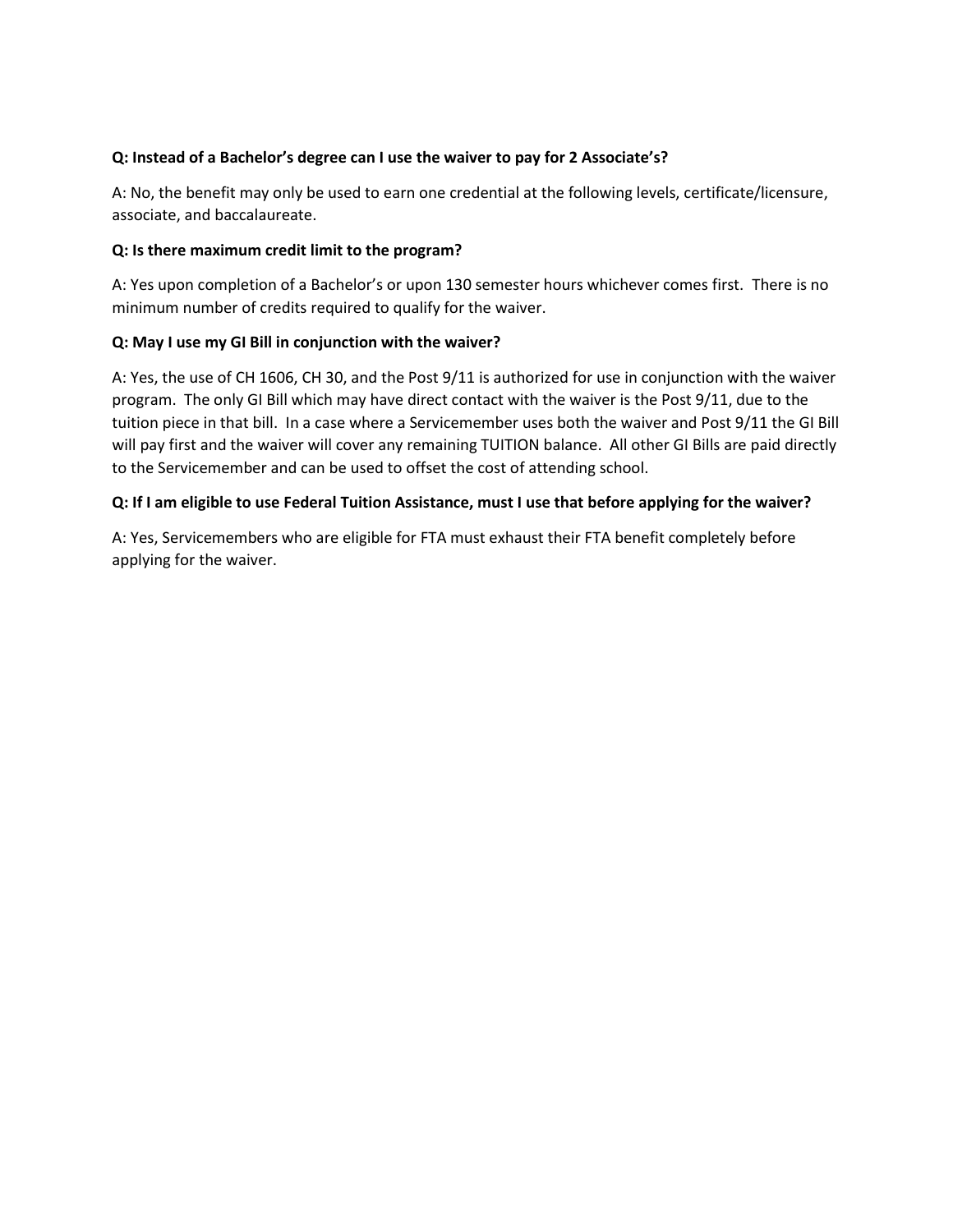**Q: Instead of a Bachelor's degree can I use the waiver to pay for 2 Associate's?**

A: No, the benefit may only be used to earn one credential at the following levels, certificate/licensure, associate, and baccalaureate.

**Q: Is there maximum credit limit to the program?**

A: Yes upon completion of a Bachelor's or upon 130 semester hours whichever comes first. There is no minimum number of credits required to qualify for the waiver.

**Q: May I use my GI Bill in conjunction with the waiver?**

A: Yes, the use of CH 1606, CH 30, and the Post 9/11 is authorized for use in conjunction with the waiver program. The only GI Bill which may have direct contact with the waiver is the Post 9/11, due to the tuition piece in that bill. In a case where a Servicemember uses both the waiver and Post 9/11 the GI Bill will pay first and the waiver will cover any remaining TUITION balance. All other GI Bills are paid directly to the Servicemember and can be used to offset the cost of attending school.

**Q: If I am eligible to use Federal Tuition Assistance, must I use that before applying for the waiver?**

A: Yes, Servicemembers who are eligible for FTA must exhaust their FTA benefit completely before applying for the waiver.